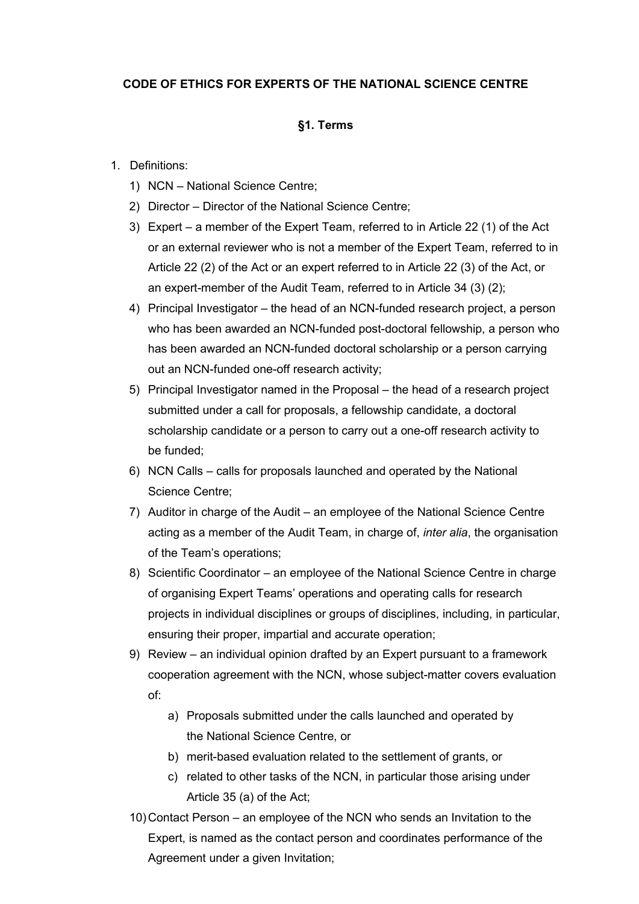**CODE OF ETHICS FOR EXPERTS OF THE NATIONAL SCIENCE CENTRE**

**§1. Terms**

1. Definitions:
   1) NCN – National Science Centre;
   2) Director – Director of the National Science Centre;
   3) Expert – a member of the Expert Team, referred to in Article 22 (1) of the Act or an external reviewer who is not a member of the Expert Team, referred to in Article 22 (2) of the Act or an expert referred to in Article 22 (3) of the Act, or an expert-member of the Audit Team, referred to in Article 34 (3) (2);
   4) Principal Investigator – the head of an NCN-funded research project, a person who has been awarded an NCN-funded post-doctoral fellowship, a person who has been awarded an NCN-funded doctoral scholarship or a person carrying out an NCN-funded one-off research activity;
   5) Principal Investigator named in the Proposal – the head of a research project submitted under a call for proposals, a fellowship candidate, a doctoral scholarship candidate or a person to carry out a one-off research activity to be funded;
   6) NCN Calls – calls for proposals launched and operated by the National Science Centre;
   7) Auditor in charge of the Audit – an employee of the National Science Centre acting as a member of the Audit Team, in charge of, *inter alia*, the organisation of the Team's operations;
   8) Scientific Coordinator – an employee of the National Science Centre in charge of organising Expert Teams' operations and operating calls for research projects in individual disciplines or groups of disciplines, including, in particular, ensuring their proper, impartial and accurate operation;
   9) Review – an individual opinion drafted by an Expert pursuant to a framework cooperation agreement with the NCN, whose subject-matter covers evaluation of:
      a) Proposals submitted under the calls launched and operated by the National Science Centre, or
      b) merit-based evaluation related to the settlement of grants, or
      c) related to other tasks of the NCN, in particular those arising under Article 35 (a) of the Act;
   10) Contact Person – an employee of the NCN who sends an Invitation to the Expert, is named as the contact person and coordinates performance of the Agreement under a given Invitation;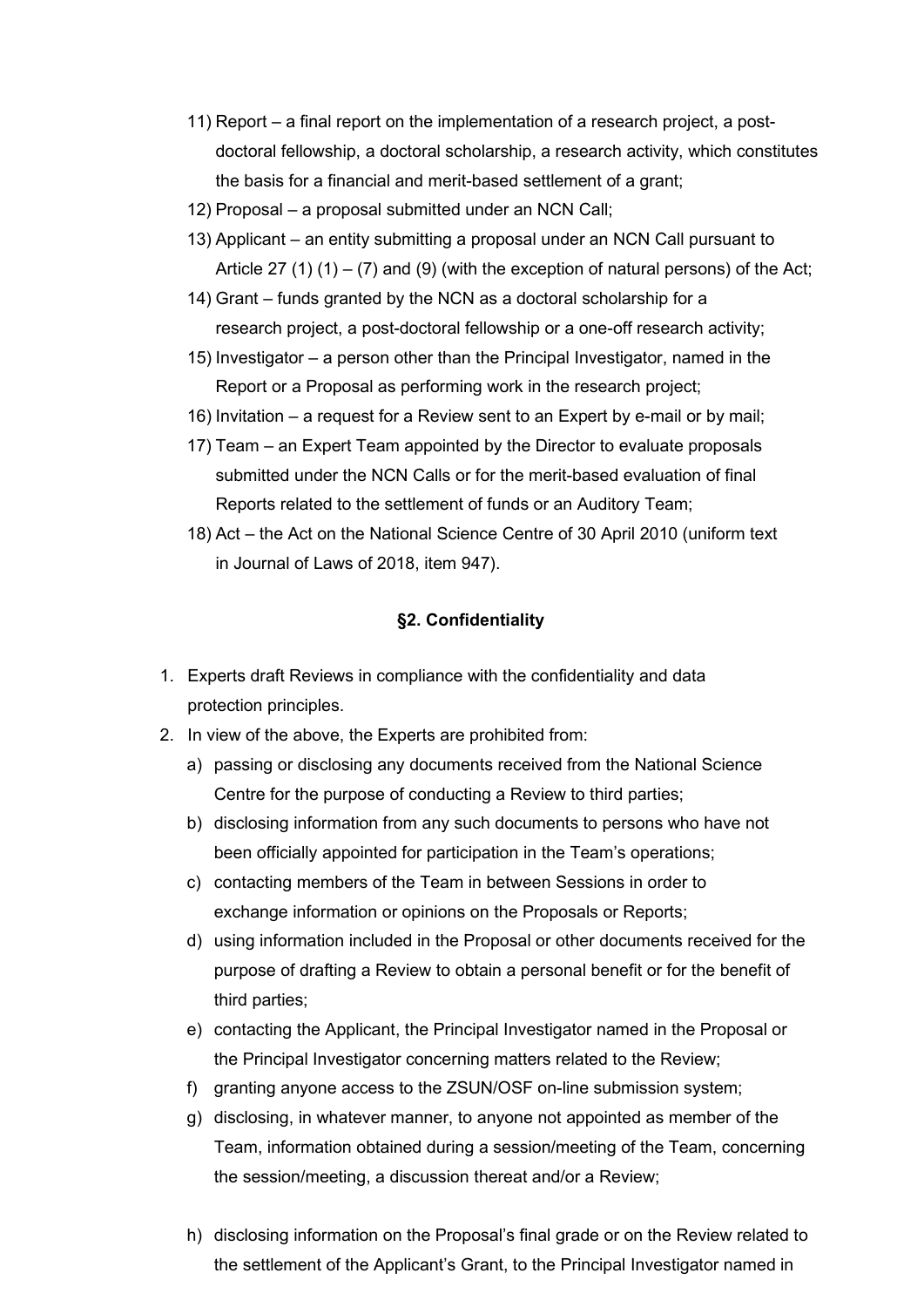11) Report – a final report on the implementation of a research project, a post-doctoral fellowship, a doctoral scholarship, a research activity, which constitutes the basis for a financial and merit-based settlement of a grant;
12) Proposal – a proposal submitted under an NCN Call;
13) Applicant – an entity submitting a proposal under an NCN Call pursuant to Article 27 (1) (1) – (7) and (9) (with the exception of natural persons) of the Act;
14) Grant – funds granted by the NCN as a doctoral scholarship for a research project, a post-doctoral fellowship or a one-off research activity;
15) Investigator – a person other than the Principal Investigator, named in the Report or a Proposal as performing work in the research project;
16) Invitation – a request for a Review sent to an Expert by e-mail or by mail;
17) Team – an Expert Team appointed by the Director to evaluate proposals submitted under the NCN Calls or for the merit-based evaluation of final Reports related to the settlement of funds or an Auditory Team;
18) Act – the Act on the National Science Centre of 30 April 2010 (uniform text in Journal of Laws of 2018, item 947).

## §2. Confidentiality

1. Experts draft Reviews in compliance with the confidentiality and data protection principles.
2. In view of the above, the Experts are prohibited from:
   a) passing or disclosing any documents received from the National Science Centre for the purpose of conducting a Review to third parties;
   b) disclosing information from any such documents to persons who have not been officially appointed for participation in the Team's operations;
   c) contacting members of the Team in between Sessions in order to exchange information or opinions on the Proposals or Reports;
   d) using information included in the Proposal or other documents received for the purpose of drafting a Review to obtain a personal benefit or for the benefit of third parties;
   e) contacting the Applicant, the Principal Investigator named in the Proposal or the Principal Investigator concerning matters related to the Review;
   f) granting anyone access to the ZSUN/OSF on-line submission system;
   g) disclosing, in whatever manner, to anyone not appointed as member of the Team, information obtained during a session/meeting of the Team, concerning the session/meeting, a discussion thereat and/or a Review;
   h) disclosing information on the Proposal's final grade or on the Review related to the settlement of the Applicant's Grant, to the Principal Investigator named in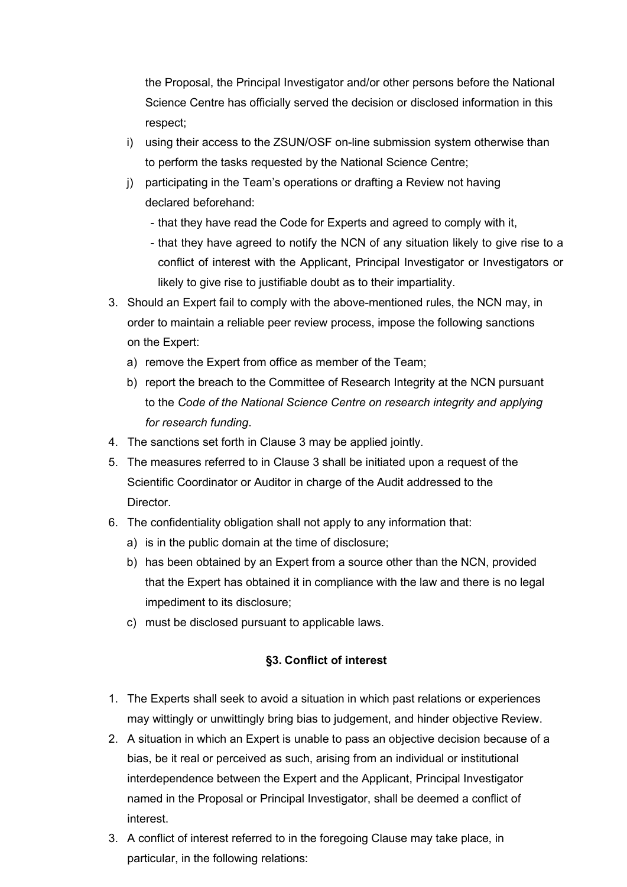the Proposal, the Principal Investigator and/or other persons before the National Science Centre has officially served the decision or disclosed information in this respect;

i) using their access to the ZSUN/OSF on-line submission system otherwise than to perform the tasks requested by the National Science Centre;

j) participating in the Team's operations or drafting a Review not having declared beforehand:
   - that they have read the Code for Experts and agreed to comply with it,
   - that they have agreed to notify the NCN of any situation likely to give rise to a conflict of interest with the Applicant, Principal Investigator or Investigators or likely to give rise to justifiable doubt as to their impartiality.

3. Should an Expert fail to comply with the above-mentioned rules, the NCN may, in order to maintain a reliable peer review process, impose the following sanctions on the Expert:
   a) remove the Expert from office as member of the Team;
   b) report the breach to the Committee of Research Integrity at the NCN pursuant to the *Code of the National Science Centre on research integrity and applying for research funding*.
4. The sanctions set forth in Clause 3 may be applied jointly.
5. The measures referred to in Clause 3 shall be initiated upon a request of the Scientific Coordinator or Auditor in charge of the Audit addressed to the Director.
6. The confidentiality obligation shall not apply to any information that:
   a) is in the public domain at the time of disclosure;
   b) has been obtained by an Expert from a source other than the NCN, provided that the Expert has obtained it in compliance with the law and there is no legal impediment to its disclosure;
   c) must be disclosed pursuant to applicable laws.

### §3. Conflict of interest

1. The Experts shall seek to avoid a situation in which past relations or experiences may wittingly or unwittingly bring bias to judgement, and hinder objective Review.
2. A situation in which an Expert is unable to pass an objective decision because of a bias, be it real or perceived as such, arising from an individual or institutional interdependence between the Expert and the Applicant, Principal Investigator named in the Proposal or Principal Investigator, shall be deemed a conflict of interest.
3. A conflict of interest referred to in the foregoing Clause may take place, in particular, in the following relations: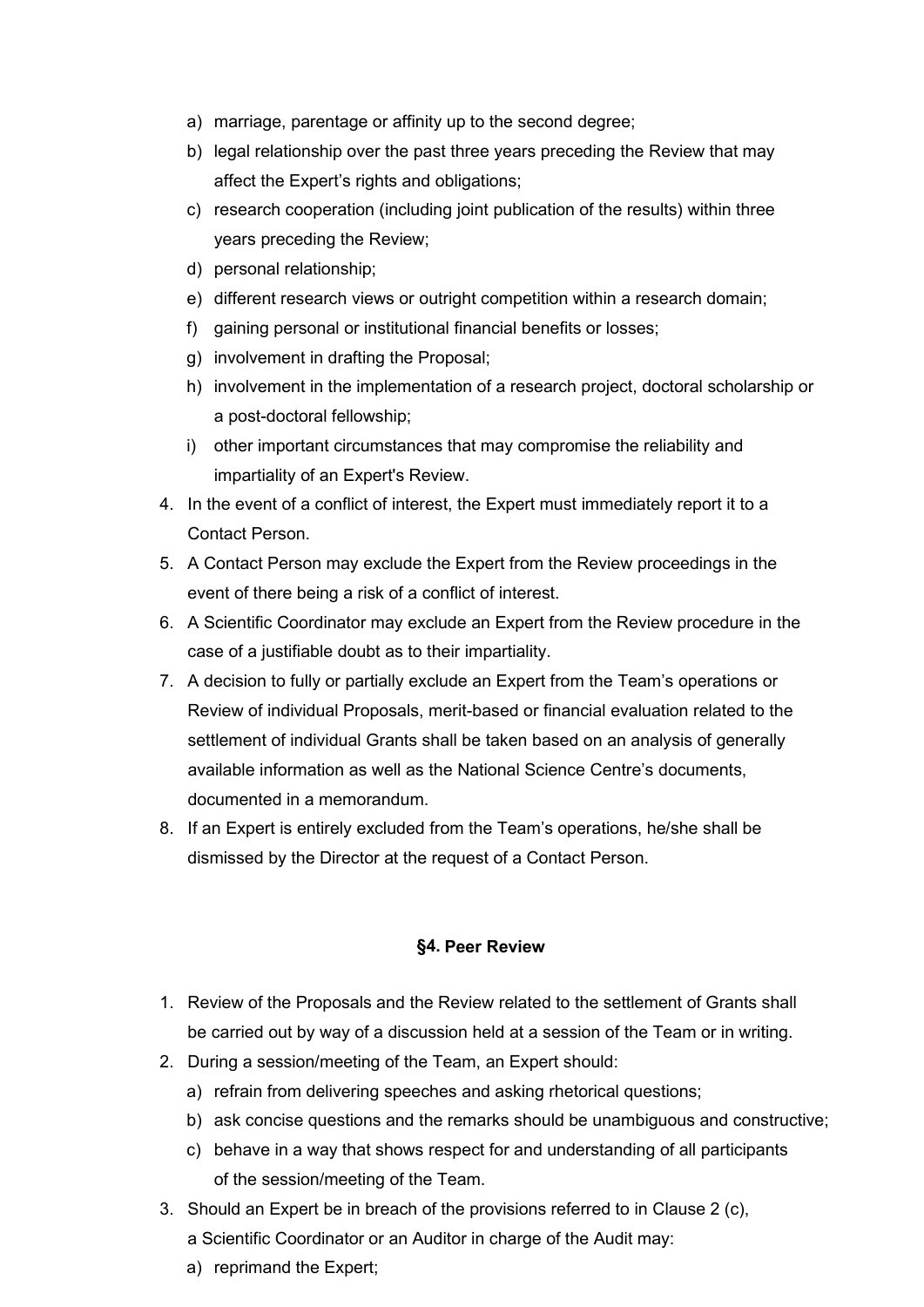a) marriage, parentage or affinity up to the second degree;
   b) legal relationship over the past three years preceding the Review that may affect the Expert's rights and obligations;
   c) research cooperation (including joint publication of the results) within three years preceding the Review;
   d) personal relationship;
   e) different research views or outright competition within a research domain;
   f) gaining personal or institutional financial benefits or losses;
   g) involvement in drafting the Proposal;
   h) involvement in the implementation of a research project, doctoral scholarship or a post-doctoral fellowship;
   i) other important circumstances that may compromise the reliability and impartiality of an Expert's Review.
4. In the event of a conflict of interest, the Expert must immediately report it to a Contact Person.
5. A Contact Person may exclude the Expert from the Review proceedings in the event of there being a risk of a conflict of interest.
6. A Scientific Coordinator may exclude an Expert from the Review procedure in the case of a justifiable doubt as to their impartiality.
7. A decision to fully or partially exclude an Expert from the Team's operations or Review of individual Proposals, merit-based or financial evaluation related to the settlement of individual Grants shall be taken based on an analysis of generally available information as well as the National Science Centre's documents, documented in a memorandum.
8. If an Expert is entirely excluded from the Team's operations, he/she shall be dismissed by the Director at the request of a Contact Person.

### §4. Peer Review

1. Review of the Proposals and the Review related to the settlement of Grants shall be carried out by way of a discussion held at a session of the Team or in writing.
2. During a session/meeting of the Team, an Expert should:
   a) refrain from delivering speeches and asking rhetorical questions;
   b) ask concise questions and the remarks should be unambiguous and constructive;
   c) behave in a way that shows respect for and understanding of all participants of the session/meeting of the Team.
3. Should an Expert be in breach of the provisions referred to in Clause 2 (c), a Scientific Coordinator or an Auditor in charge of the Audit may:
   a) reprimand the Expert;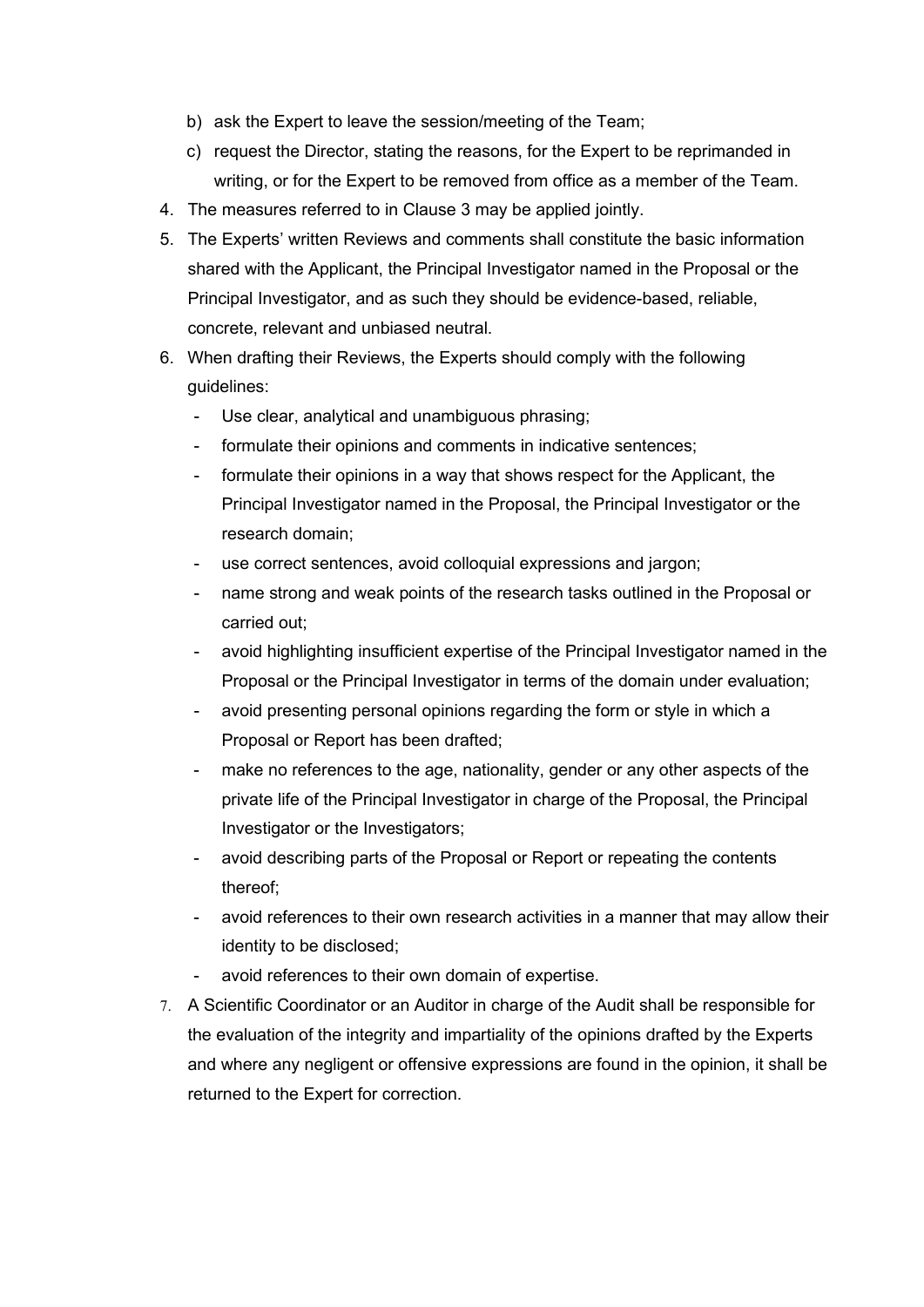b) ask the Expert to leave the session/meeting of the Team;

c) request the Director, stating the reasons, for the Expert to be reprimanded in writing, or for the Expert to be removed from office as a member of the Team.

4. The measures referred to in Clause 3 may be applied jointly.
5. The Experts' written Reviews and comments shall constitute the basic information shared with the Applicant, the Principal Investigator named in the Proposal or the Principal Investigator, and as such they should be evidence-based, reliable, concrete, relevant and unbiased neutral.
6. When drafting their Reviews, the Experts should comply with the following guidelines:
   - Use clear, analytical and unambiguous phrasing;
   - formulate their opinions and comments in indicative sentences;
   - formulate their opinions in a way that shows respect for the Applicant, the Principal Investigator named in the Proposal, the Principal Investigator or the research domain;
   - use correct sentences, avoid colloquial expressions and jargon;
   - name strong and weak points of the research tasks outlined in the Proposal or carried out;
   - avoid highlighting insufficient expertise of the Principal Investigator named in the Proposal or the Principal Investigator in terms of the domain under evaluation;
   - avoid presenting personal opinions regarding the form or style in which a Proposal or Report has been drafted;
   - make no references to the age, nationality, gender or any other aspects of the private life of the Principal Investigator in charge of the Proposal, the Principal Investigator or the Investigators;
   - avoid describing parts of the Proposal or Report or repeating the contents thereof;
   - avoid references to their own research activities in a manner that may allow their identity to be disclosed;
   - avoid references to their own domain of expertise.
7. A Scientific Coordinator or an Auditor in charge of the Audit shall be responsible for the evaluation of the integrity and impartiality of the opinions drafted by the Experts and where any negligent or offensive expressions are found in the opinion, it shall be returned to the Expert for correction.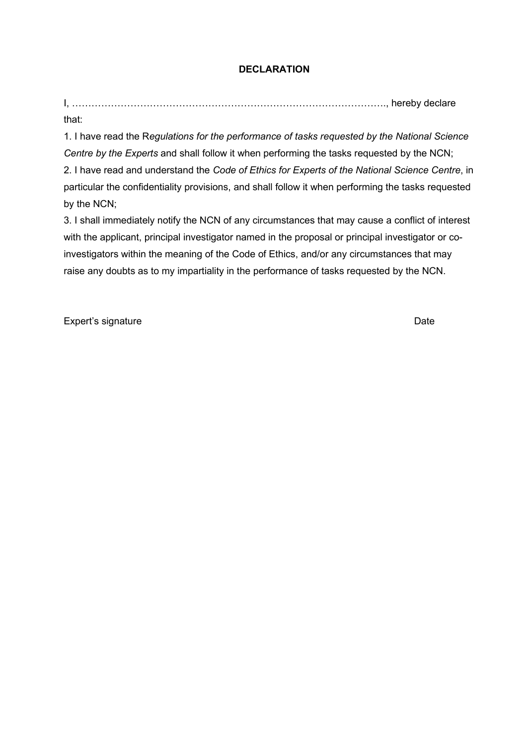**DECLARATION**

I, ………………………………………………………………………………………., hereby declare that:

1. I have read the R*egulations for the performance of tasks requested by the National Science Centre by the Experts* and shall follow it when performing the tasks requested by the NCN;
2. I have read and understand the *Code of Ethics for Experts of the National Science Centre*, in particular the confidentiality provisions, and shall follow it when performing the tasks requested by the NCN;
3. I shall immediately notify the NCN of any circumstances that may cause a conflict of interest with the applicant, principal investigator named in the proposal or principal investigator or co-investigators within the meaning of the Code of Ethics, and/or any circumstances that may raise any doubts as to my impartiality in the performance of tasks requested by the NCN.

Expert's signature                                                                                    Date